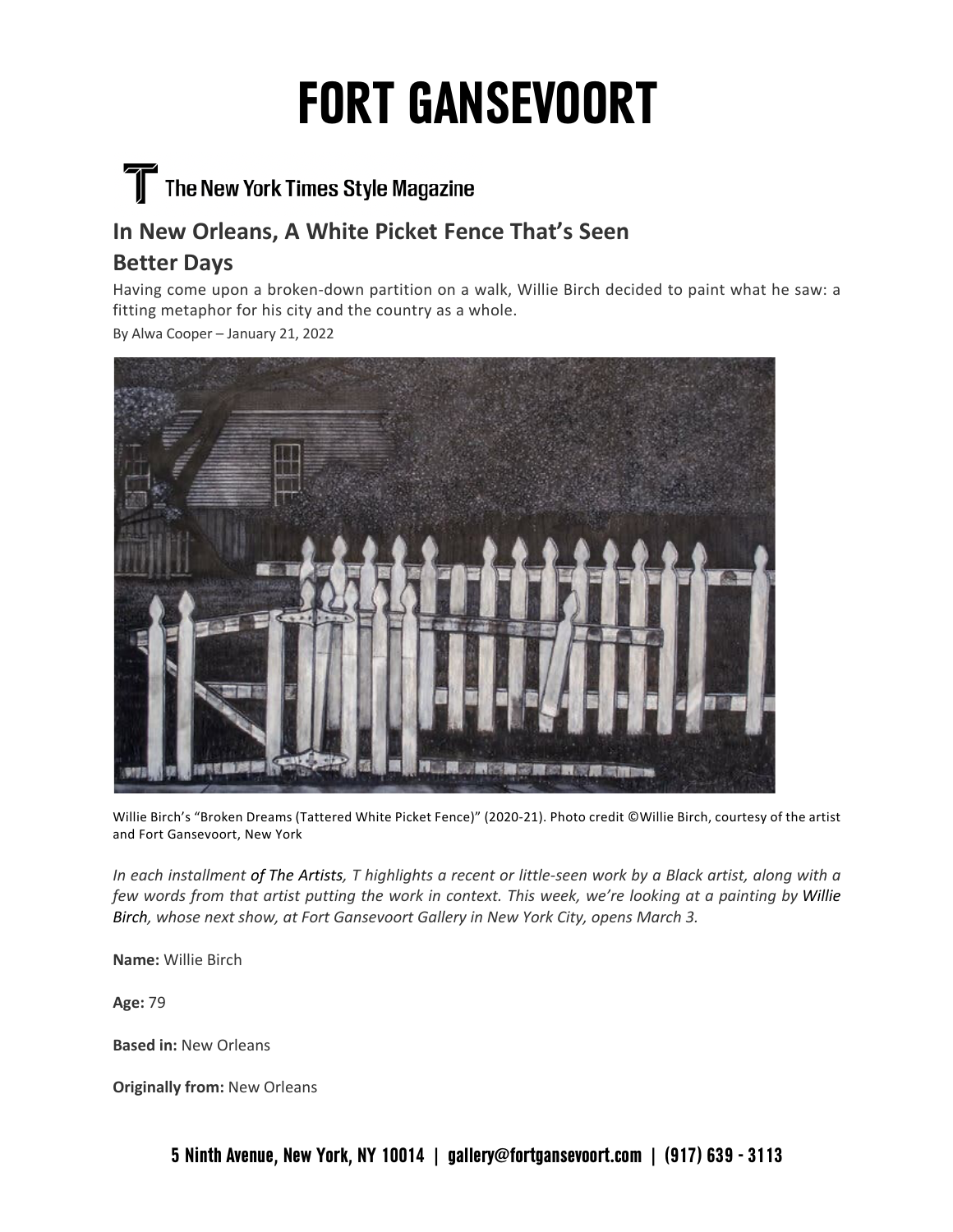# FORT GANSEVOORT

The New York Times Style Magazine

## In New Orleans, A White Picket Fence That's Seen Better Days

Having come upon a broken-down partition on a walk, Willie Birch decided to paint what he saw: a fitting metaphor for his city and the country as a whole.

By Alwa Cooper – January 21, 2022

Willie Birch's "Broken Dreams (Tattered White Picket Fence)" (2020-21). Photo credit ©Willie Birch, courtesy of the artist and Fort Gansevoort, New York

*In each installment of The Artists, T highlights a recent or little-seen work by a Black artist, along with a few words from that artist putting the work in context. This week, we're looking at a painting by Willie Birch, whose next show, at Fort Gansevoort Gallery in New York City, opens March 3.*

**Name:** Willie Birch

**Age:** 79

**Based in:** New Orleans

**Originally from:** New Orleans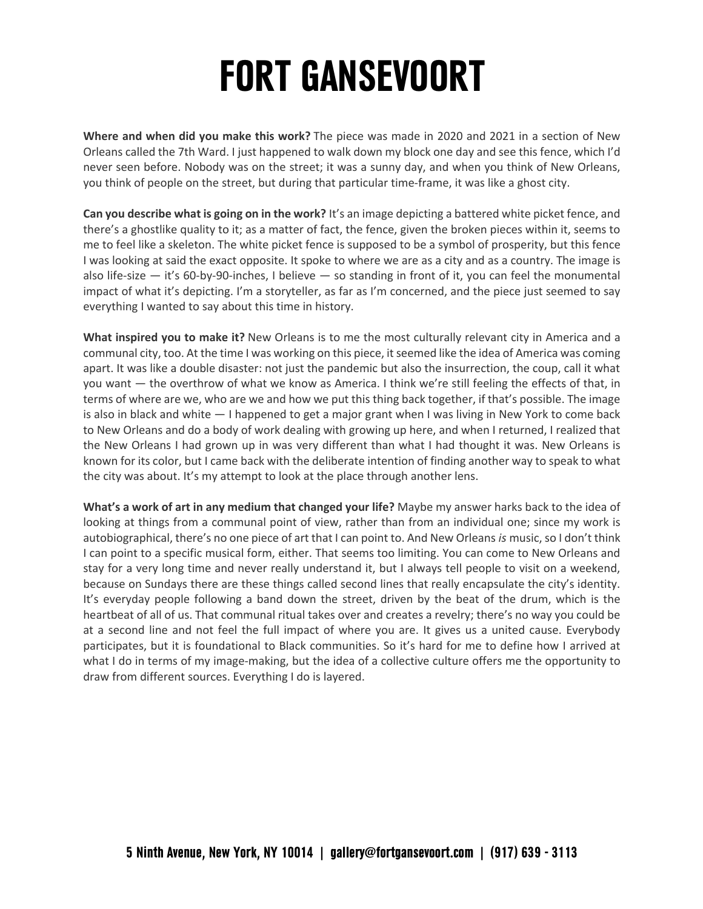**Where and when did you make this work?** The piece was made in 2020 and 2021 in a section of New Orleans called the 7th Ward. I just happened to walk down my block one day and see this fence, which I'd never seen before. Nobody was on the street; it was a sunny day, and when you think of New Orleans, you think of people on the street, but during that particular time-frame, it was like a ghost city.

**Can you describe what is going on in the work?** It's an image depicting a battered white picket fence, and there's a ghostlike quality to it; as a matter of fact, the fence, given the broken pieces within it, seems to me to feel like a skeleton. The white picket fence is supposed to be a symbol of prosperity, but this fence I was looking at said the exact opposite. It spoke to where we are as a city and as a country. The image is also life-size — it's 60-by-90-inches, I believe — so standing in front of it, you can feel the monumental impact of what it's depicting. I'm a storyteller, as far as I'm concerned, and the piece just seemed to say everything I wanted to say about this time in history.

**What inspired you to make it?** New Orleans is to me the most culturally relevant city in America and a communal city, too. At the time I was working on this piece, it seemed like the idea of America was coming apart. It was like a double disaster: not just the pandemic but also the insurrection, the coup, call it what you want — the overthrow of what we know as America. I think we're still feeling the effects of that, in terms of where are we, who are we and how we put this thing back together, if that's possible. The image is also in black and white — I happened to get a major grant when I was living in New York to come back to New Orleans and do a body of work dealing with growing up here, and when I returned, I realized that the New Orleans I had grown up in was very different than what I had thought it was. New Orleans is known for its color, but I came back with the deliberate intention of finding another way to speak to what the city was about. It's my attempt to look at the place through another lens.

**What's a work of art in any medium that changed your life?** Maybe my answer harks back to the idea of looking at things from a communal point of view, rather than from an individual one; since my work is autobiographical, there's no one piece of art that I can point to. And New Orleans *is* music, so I don't think I can point to a specific musical form, either. That seems too limiting. You can come to New Orleans and stay for a very long time and never really understand it, but I always tell people to visit on a weekend, because on Sundays there are these things called second lines that really encapsulate the city's identity. It's everyday people following a band down the street, driven by the beat of the drum, which is the heartbeat of all of us. That communal ritual takes over and creates a revelry; there's no way you could be at a second line and not feel the full impact of where you are. It gives us a united cause. Everybody participates, but it is foundational to Black communities. So it's hard for me to define how I arrived at what I do in terms of my image-making, but the idea of a collective culture offers me the opportunity to draw from different sources. Everything I do is layered.